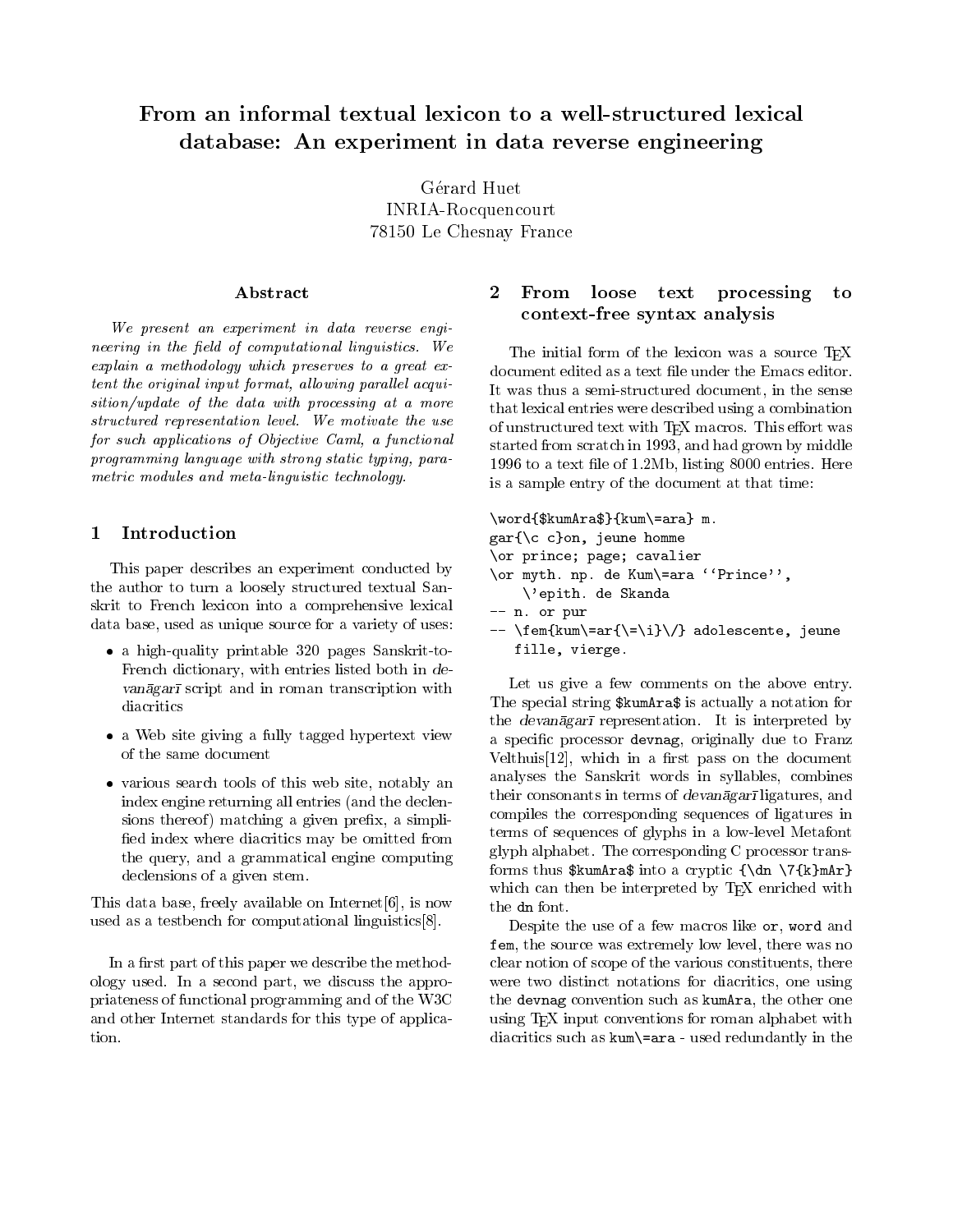# From an informal textual lexicon to a well-structured lexical database: An experiment in data reverse engineering

Gérard Huet
INRIA-Rocquencourt
78150 Le Chesnay France

## Abstract

*We present an experiment in data reverse engineering in the field of computational linguistics. We explain a methodology which preserves to a great extent the original input format, allowing parallel acquisition/update of the data with processing at a more structured representation level. We motivate the use for such applications of Objective Caml, a functional programming language with strong static typing, parametric modules and meta-linguistic technology.*

## 1 Introduction

This paper describes an experiment conducted by the author to turn a loosely structured textual Sanskrit to French lexicon into a comprehensive lexical data base, used as unique source for a variety of uses:

- a high-quality printable 320 pages Sanskrit-to-French dictionary, with entries listed both in *devanāgarī* script and in roman transcription with diacritics
- a Web site giving a fully tagged hypertext view of the same document
- various search tools of this web site, notably an index engine returning all entries (and the declensions thereof) matching a given prefix, a simplified index where diacritics may be omitted from the query, and a grammatical engine computing declensions of a given stem.

This data base, freely available on Internet[6], is now used as a testbench for computational linguistics[8].

In a first part of this paper we describe the methodology used. In a second part, we discuss the appropriateness of functional programming and of the W3C and other Internet standards for this type of application.

## 2 From loose text processing to context-free syntax analysis

The initial form of the lexicon was a source TeX document edited as a text file under the Emacs editor. It was thus a semi-structured document, in the sense that lexical entries were described using a combination of unstructured text with TeX macros. This effort was started from scratch in 1993, and had grown by middle 1996 to a text file of 1.2Mb, listing 8000 entries. Here is a sample entry of the document at that time:

```
\word{$kumAra$}{kum\=ara} m.
gar{\c c}on, jeune homme
\or prince; page; cavalier
\or myth. np. de Kum\=ara ``Prince'',
    \'epith. de Skanda
-- n. or pur
-- \fem{kum\=ar{\=\i}\/} adolescente, jeune
   fille, vierge.
```

Let us give a few comments on the above entry. The special string `$kumAra$` is actually a notation for the *devanāgarī* representation. It is interpreted by a specific processor `devnag`, originally due to Franz Velthuis[12], which in a first pass on the document analyses the Sanskrit words in syllables, combines their consonants in terms of *devanāgarī* ligatures, and compiles the corresponding sequences of ligatures in terms of sequences of glyphs in a low-level Metafont glyph alphabet. The corresponding C processor transforms thus `$kumAra$` into a cryptic `{\dn \7{k}mAr}` which can then be interpreted by TeX enriched with the `dn` font.

Despite the use of a few macros like `or`, `word` and `fem`, the source was extremely low level, there was no clear notion of scope of the various constituents, there were two distinct notations for diacritics, one using the `devnag` convention such as `kumAra`, the other one using TeX input conventions for roman alphabet with diacritics such as `kum\=ara` - used redundantly in the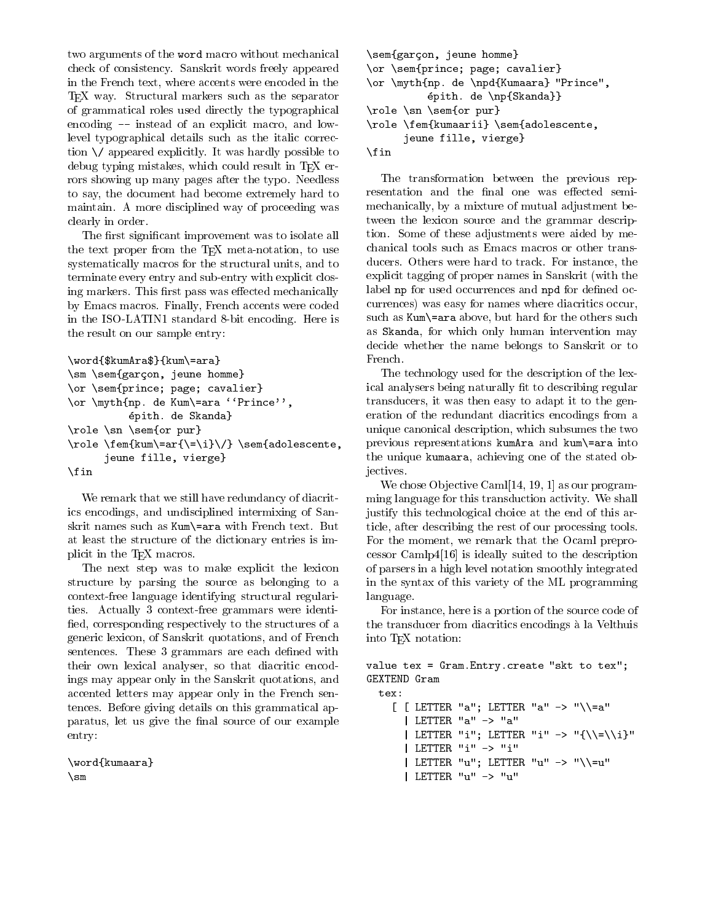two arguments of the `word` macro without mechanical check of consistency. Sanskrit words freely appeared in the French text, where accents were encoded in the TEX way. Structural markers such as the separator of grammatical roles used directly the typographical encoding `--` instead of an explicit macro, and low-level typographical details such as the italic correction `\/` appeared explicitly. It was hardly possible to debug typing mistakes, which could result in TEX errors showing up many pages after the typo. Needless to say, the document had become extremely hard to maintain. A more disciplined way of proceeding was clearly in order.

The first significant improvement was to isolate all the text proper from the TEX meta-notation, to use systematically macros for the structural units, and to terminate every entry and sub-entry with explicit closing markers. This first pass was effected mechanically by Emacs macros. Finally, French accents were coded in the ISO-LATIN1 standard 8-bit encoding. Here is the result on our sample entry:

```
\word{$kumAra$}{kum\=ara}
\sm \sem{garçon, jeune homme}
\or \sem{prince; page; cavalier}
\or \myth{np. de Kum\=ara ‘‘Prince’’,
         épith. de Skanda}
\role \sn \sem{or pur}
\role \fem{kum\=ar{\=\i}\/} \sem{adolescente,
      jeune fille, vierge}
\fin
```

We remark that we still have redundancy of diacritics encodings, and undisciplined intermixing of Sanskrit names such as `Kum\=ara` with French text. But at least the structure of the dictionary entries is implicit in the TEX macros.

The next step was to make explicit the lexicon structure by parsing the source as belonging to a context-free language identifying structural regularities. Actually 3 context-free grammars were identified, corresponding respectively to the structures of a generic lexicon, of Sanskrit quotations, and of French sentences. These 3 grammars are each defined with their own lexical analyser, so that diacritic encodings may appear only in the Sanskrit quotations, and accented letters may appear only in the French sentences. Before giving details on this grammatical apparatus, let us give the final source of our example entry:

```
\word{kumaara}
\sm
\sem{garçon, jeune homme}
\or \sem{prince; page; cavalier}
\or \myth{np. de \npd{Kumaara} "Prince",
         épith. de \np{Skanda}}
\role \sn \sem{or pur}
\role \fem{kumaarii} \sem{adolescente,
      jeune fille, vierge}
\fin
```

The transformation between the previous representation and the final one was effected semi-mechanically, by a mixture of mutual adjustment between the lexicon source and the grammar description. Some of these adjustments were aided by mechanical tools such as Emacs macros or other transducers. Others were hard to track. For instance, the explicit tagging of proper names in Sanskrit (with the label `np` for used occurrences and `npd` for defined occurrences) was easy for names where diacritics occur, such as `Kum\=ara` above, but hard for the others such as `Skanda`, for which only human intervention may decide whether the name belongs to Sanskrit or to French.

The technology used for the description of the lexical analysers being naturally fit to describing regular transducers, it was then easy to adapt it to the generation of the redundant diacritics encodings from a unique canonical description, which subsumes the two previous representations `kumAra` and `kum\=ara` into the unique `kumaara`, achieving one of the stated objectives.

We chose Objective Caml[14, 19, 1] as our programming language for this transduction activity. We shall justify this technological choice at the end of this article, after describing the rest of our processing tools. For the moment, we remark that the Ocaml preprocessor Camlp4[16] is ideally suited to the description of parsers in a high level notation smoothly integrated in the syntax of this variety of the ML programming language.

For instance, here is a portion of the source code of the transducer from diacritics encodings à la Velthuis into TEX notation:

```
value tex = Gram.Entry.create "skt to tex";
GEXTEND Gram
  tex:
    [ [ LETTER "a"; LETTER "a" -> "\\=a"
      | LETTER "a" -> "a"
      | LETTER "i"; LETTER "i" -> "{\\=\\i}"
      | LETTER "i" -> "i"
      | LETTER "u"; LETTER "u" -> "\\=u"
      | LETTER "u" -> "u"
```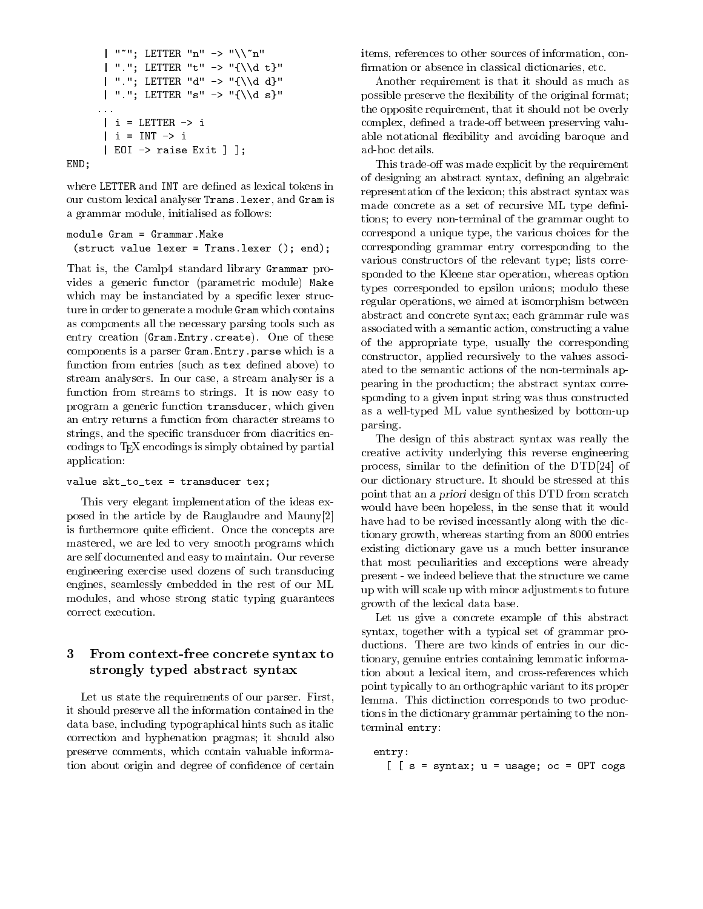```
      | "~"; LETTER "n" -> "\\~n"
      | "."; LETTER "t" -> "{\\d t}"
      | "."; LETTER "d" -> "{\\d d}"
      | "."; LETTER "s" -> "{\\d s}"
     ...
      | i = LETTER -> i
      | i = INT -> i
      | EOI -> raise Exit ] ];
END;
```

where `LETTER` and `INT` are defined as lexical tokens in our custom lexical analyser `Trans.lexer`, and `Gram` is a grammar module, initialised as follows:

```
module Gram = Grammar.Make
 (struct value lexer = Trans.lexer (); end);
```

That is, the Camlp4 standard library `Grammar` provides a generic functor (parametric module) `Make` which may be instanciated by a specific lexer structure in order to generate a module `Gram` which contains as components all the necessary parsing tools such as entry creation (`Gram.Entry.create`). One of these components is a parser `Gram.Entry.parse` which is a function from entries (such as `tex` defined above) to stream analysers. In our case, a stream analyser is a function from streams to strings. It is now easy to program a generic function `transducer`, which given an entry returns a function from character streams to strings, and the specific transducer from diacritics encodings to TEX encodings is simply obtained by partial application:

```
value skt_to_tex = transducer tex;
```

This very elegant implementation of the ideas exposed in the article by de Rauglaudre and Mauny[2] is furthermore quite efficient. Once the concepts are mastered, we are led to very smooth programs which are self documented and easy to maintain. Our reverse engineering exercise used dozens of such transducing engines, seamlessly embedded in the rest of our ML modules, and whose strong static typing guarantees correct execution.

## 3 From context-free concrete syntax to strongly typed abstract syntax

Let us state the requirements of our parser. First, it should preserve all the information contained in the data base, including typographical hints such as italic correction and hyphenation pragmas; it should also preserve comments, which contain valuable information about origin and degree of confidence of certain items, references to other sources of information, confirmation or absence in classical dictionaries, etc.

Another requirement is that it should as much as possible preserve the flexibility of the original format; the opposite requirement, that it should not be overly complex, defined a trade-off between preserving valuable notational flexibility and avoiding baroque and ad-hoc details.

This trade-off was made explicit by the requirement of designing an abstract syntax, defining an algebraic representation of the lexicon; this abstract syntax was made concrete as a set of recursive ML type definitions; to every non-terminal of the grammar ought to correspond a unique type, the various choices for the corresponding grammar entry corresponding to the various constructors of the relevant type; lists corresponded to the Kleene star operation, whereas option types corresponded to epsilon unions; modulo these regular operations, we aimed at isomorphism between abstract and concrete syntax; each grammar rule was associated with a semantic action, constructing a value of the appropriate type, usually the corresponding constructor, applied recursively to the values associated to the semantic actions of the non-terminals appearing in the production; the abstract syntax corresponding to a given input string was thus constructed as a well-typed ML value synthesized by bottom-up parsing.

The design of this abstract syntax was really the creative activity underlying this reverse engineering process, similar to the definition of the DTD[24] of our dictionary structure. It should be stressed at this point that an *a priori* design of this DTD from scratch would have been hopeless, in the sense that it would have had to be revised incessantly along with the dictionary growth, whereas starting from an 8000 entries existing dictionary gave us a much better insurance that most peculiarities and exceptions were already present - we indeed believe that the structure we came up with will scale up with minor adjustments to future growth of the lexical data base.

Let us give a concrete example of this abstract syntax, together with a typical set of grammar productions. There are two kinds of entries in our dictionary, genuine entries containing lemmatic information about a lexical item, and cross-references which point typically to an orthographic variant to its proper lemma. This dictinction corresponds to two productions in the dictionary grammar pertaining to the non-terminal `entry`:

```
  entry:
    [ [ s = syntax; u = usage; oc = OPT cogs
```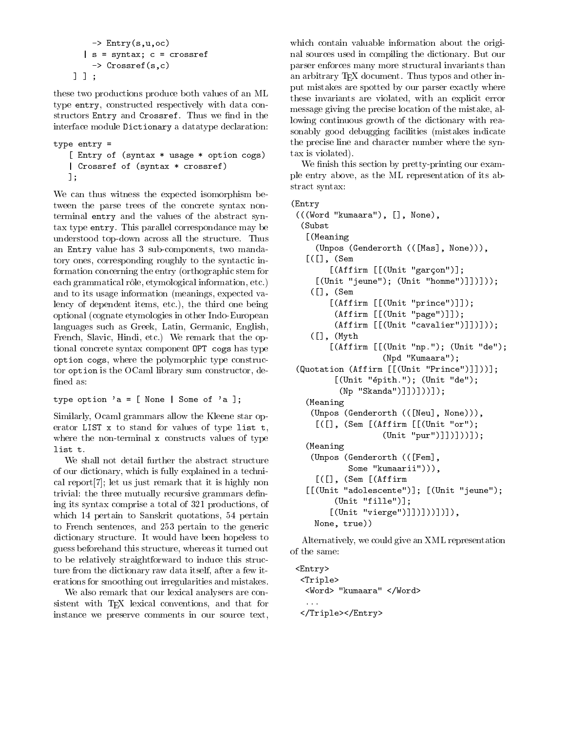```
      -> Entry(s,u,oc)
    | s = syntax; c = crossref
      -> Crossref(s,c)
  ] ] ;
```

these two productions produce both values of an ML type `entry`, constructed respectively with data constructors `Entry` and `Crossref`. Thus we find in the interface module `Dictionary` a datatype declaration:

```
type entry =
   [ Entry of (syntax * usage * option cogs)
   | Crossref of (syntax * crossref)
   ];
```

We can thus witness the expected isomorphism between the parse trees of the concrete syntax nonterminal `entry` and the values of the abstract syntax type `entry`. This parallel correspondance may be understood top-down across all the structure. Thus an `Entry` value has 3 sub-components, two mandatory ones, corresponding roughly to the syntactic information concerning the entry (orthographic stem for each grammatical rôle, etymological information, etc.) and to its usage information (meanings, expected valency of dependent items, etc.), the third one being optional (cognate etymologies in other Indo-European languages such as Greek, Latin, Germanic, English, French, Slavic, Hindi, etc.) We remark that the optional concrete syntax component `OPT cogs` has type `option cogs`, where the polymorphic type constructor `option` is the OCaml library sum constructor, defined as:

```
type option 'a = [ None | Some of 'a ];
```

Similarly, Ocaml grammars allow the Kleene star operator `LIST x` to stand for values of type `list t`, where the non-terminal `x` constructs values of type `list t`.

We shall not detail further the abstract structure of our dictionary, which is fully explained in a technical report[7]; let us just remark that it is highly non trivial: the three mutually recursive grammars defining its syntax comprise a total of 321 productions, of which 14 pertain to Sanskrit quotations, 54 pertain to French sentences, and 253 pertain to the generic dictionary structure. It would have been hopeless to guess beforehand this structure, whereas it turned out to be relatively straightforward to induce this structure from the dictionary raw data itself, after a few iterations for smoothing out irregularities and mistakes.

We also remark that our lexical analysers are consistent with TeX lexical conventions, and that for instance we preserve comments in our source text, which contain valuable information about the original sources used in compiling the dictionary. But our parser enforces many more structural invariants than an arbitrary TeX document. Thus typos and other input mistakes are spotted by our parser exactly where these invariants are violated, with an explicit error message giving the precise location of the mistake, allowing continuous growth of the dictionary with reasonably good debugging facilities (mistakes indicate the precise line and character number where the syntax is violated).

We finish this section by pretty-printing our example entry above, as the ML representation of its abstract syntax:

```
(Entry
 (((Word "kumaara"), [], None),
  (Subst
   [(Meaning
     (Unpos (Genderorth (([Mas], None))),
   [([], (Sem
        [(Affirm [[(Unit "garçon")];
     [(Unit "jeune"); (Unit "homme")]])]));
    ([], (Sem
        [(Affirm [[(Unit "prince")]]);
         (Affirm [[(Unit "page")]]);
         (Affirm [[(Unit "cavalier")]])]));
    ([], (Myth
        [(Affirm [[(Unit "np."); (Unit "de");
                   (Npd "Kumaara");
 (Quotation (Affirm [[(Unit "Prince")]]))]];
         [(Unit "épith."); (Unit "de");
          (Np "Skanda")]])]))]);
   (Meaning
    (Unpos (Genderorth (([Neu], None))),
     [([], (Sem [(Affirm [[(Unit "or");
                   (Unit "pur")]])]))]);
   (Meaning
    (Unpos (Genderorth (([Fem],
           Some "kumaarii"))),
     [([], (Sem [(Affirm
   [[(Unit "adolescente")]; [(Unit "jeune");
       (Unit "fille")];
      [(Unit "vierge")]])]))])]),
    None, true))
```

Alternatively, we could give an XML representation of the same:

```
<Entry>
 <Triple>
  <Word> "kumaara" </Word>
  ...
 </Triple></Entry>
```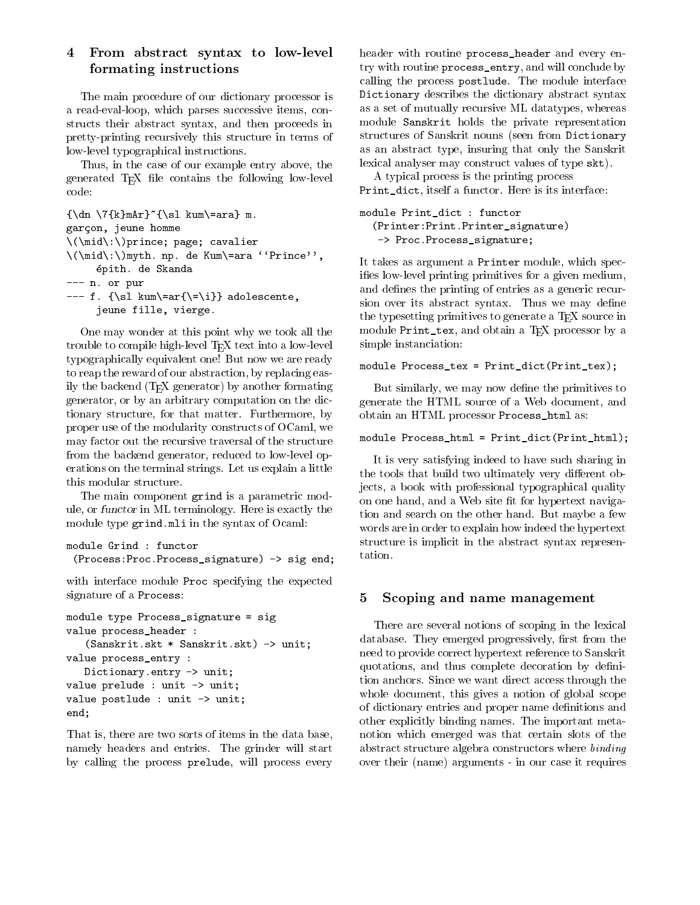## 4 From abstract syntax to low-level formating instructions

The main procedure of our dictionary processor is a read-eval-loop, which parses successive items, constructs their abstract syntax, and then proceeds in pretty-printing recursively this structure in terms of low-level typographical instructions.

Thus, in the case of our example entry above, the generated TEX file contains the following low-level code:

```
{\dn \7{k}mAr}~{\sl kum\=ara} m.
garçon, jeune homme
\(\mid\:\)prince; page; cavalier
\(\mid\:\)myth. np. de Kum\=ara ``Prince'',
     épith. de Skanda
--- n. or pur
--- f. {\sl kum\=ar{\=\i}} adolescente,
     jeune fille, vierge.
```

One may wonder at this point why we took all the trouble to compile high-level TEX text into a low-level typographically equivalent one! But now we are ready to reap the reward of our abstraction, by replacing easily the backend (TEX generator) by another formating generator, or by an arbitrary computation on the dictionary structure, for that matter. Furthermore, by proper use of the modularity constructs of OCaml, we may factor out the recursive traversal of the structure from the backend generator, reduced to low-level operations on the terminal strings. Let us explain a little this modular structure.

The main component grind is a parametric module, or *functor* in ML terminology. Here is exactly the module type grind.mli in the syntax of Ocaml:

```
module Grind : functor
 (Process:Proc.Process_signature) -> sig end;
```

with interface module Proc specifying the expected signature of a Process:

```
module type Process_signature = sig
value process_header :
   (Sanskrit.skt * Sanskrit.skt) -> unit;
value process_entry :
   Dictionary.entry -> unit;
value prelude : unit -> unit;
value postlude : unit -> unit;
end;
```

That is, there are two sorts of items in the data base, namely headers and entries. The grinder will start by calling the process prelude, will process every header with routine process_header and every entry with routine process_entry, and will conclude by calling the process postlude. The module interface Dictionary describes the dictionary abstract syntax as a set of mutually recursive ML datatypes, whereas module Sanskrit holds the private representation structures of Sanskrit nouns (seen from Dictionary as an abstract type, insuring that only the Sanskrit lexical analyser may construct values of type skt).

A typical process is the printing process Print_dict, itself a functor. Here is its interface:

```
module Print_dict : functor
  (Printer:Print.Printer_signature)
   -> Proc.Process_signature;
```

It takes as argument a Printer module, which specifies low-level printing primitives for a given medium, and defines the printing of entries as a generic recursion over its abstract syntax. Thus we may define the typesetting primitives to generate a TEX source in module Print_tex, and obtain a TEX processor by a simple instanciation:

```
module Process_tex = Print_dict(Print_tex);
```

But similarly, we may now define the primitives to generate the HTML source of a Web document, and obtain an HTML processor Process_html as:

```
module Process_html = Print_dict(Print_html);
```

It is very satisfying indeed to have such sharing in the tools that build two ultimately very different objects, a book with professional typographical quality on one hand, and a Web site fit for hypertext navigation and search on the other hand. But maybe a few words are in order to explain how indeed the hypertext structure is implicit in the abstract syntax representation.

## 5 Scoping and name management

There are several notions of scoping in the lexical database. They emerged progressively, first from the need to provide correct hypertext reference to Sanskrit quotations, and thus complete decoration by definition anchors. Since we want direct access through the whole document, this gives a notion of global scope of dictionary entries and proper name definitions and other explicitly binding names. The important meta-notion which emerged was that certain slots of the abstract structure algebra constructors where *binding* over their (name) arguments - in our case it requires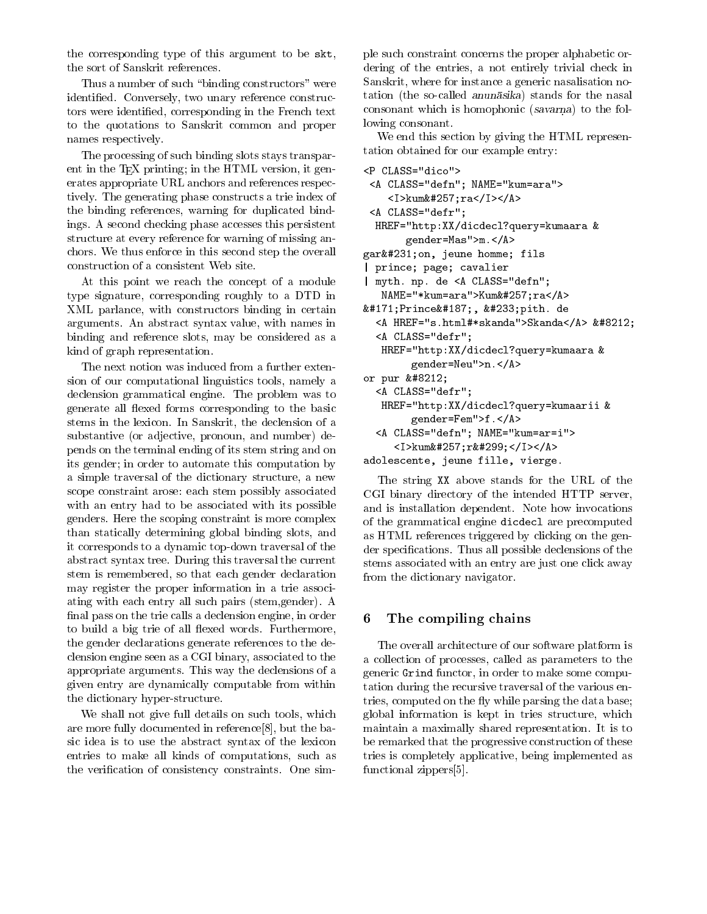the corresponding type of this argument to be `skt`, the sort of Sanskrit references.

Thus a number of such "binding constructors" were identified. Conversely, two unary reference constructors were identified, corresponding in the French text to the quotations to Sanskrit common and proper names respectively.

The processing of such binding slots stays transparent in the TEX printing; in the HTML version, it generates appropriate URL anchors and references respectively. The generating phase constructs a trie index of the binding references, warning for duplicated bindings. A second checking phase accesses this persistent structure at every reference for warning of missing anchors. We thus enforce in this second step the overall construction of a consistent Web site.

At this point we reach the concept of a module type signature, corresponding roughly to a DTD in XML parlance, with constructors binding in certain arguments. An abstract syntax value, with names in binding and reference slots, may be considered as a kind of graph representation.

The next notion was induced from a further extension of our computational linguistics tools, namely a declension grammatical engine. The problem was to generate all flexed forms corresponding to the basic stems in the lexicon. In Sanskrit, the declension of a substantive (or adjective, pronoun, and number) depends on the terminal ending of its stem string and on its gender; in order to automate this computation by a simple traversal of the dictionary structure, a new scope constraint arose: each stem possibly associated with an entry had to be associated with its possible genders. Here the scoping constraint is more complex than statically determining global binding slots, and it corresponds to a dynamic top-down traversal of the abstract syntax tree. During this traversal the current stem is remembered, so that each gender declaration may register the proper information in a trie associating with each entry all such pairs (stem,gender). A final pass on the trie calls a declension engine, in order to build a big trie of all flexed words. Furthermore, the gender declarations generate references to the declension engine seen as a CGI binary, associated to the appropriate arguments. This way the declensions of a given entry are dynamically computable from within the dictionary hyper-structure.

We shall not give full details on such tools, which are more fully documented in reference[8], but the basic idea is to use the abstract syntax of the lexicon entries to make all kinds of computations, such as the verification of consistency constraints. One simple such constraint concerns the proper alphabetic ordering of the entries, a not entirely trivial check in Sanskrit, where for instance a generic nasalisation notation (the so-called *anunāsika*) stands for the nasal consonant which is homophonic (*savarṇa*) to the following consonant.

We end this section by giving the HTML representation obtained for our example entry:

```
<P CLASS="dico">
 <A CLASS="defn"; NAME="kum=ara">
    <I>kum&#257;ra</I></A>
 <A CLASS="defr";
  HREF="http:XX/dicdecl?query=kumaara &
       gender=Mas">m.</A>
gar&#231;on, jeune homme; fils
| prince; page; cavalier
| myth. np. de <A CLASS="defn";
   NAME="*kum=ara">Kum&#257;ra</A>
&#171;Prince&#187;, &#233;pith. de
  <A HREF="s.html#*skanda">Skanda</A> &#8212;
  <A CLASS="defr";
   HREF="http:XX/dicdecl?query=kumaara &
        gender=Neu">n.</A>
or pur &#8212;
  <A CLASS="defr";
   HREF="http:XX/dicdecl?query=kumaarii &
        gender=Fem">f.</A>
  <A CLASS="defn"; NAME="kum=ar=i">
     <I>kum&#257;r&#299;</I></A>
adolescente, jeune fille, vierge.
```

The string `XX` above stands for the URL of the CGI binary directory of the intended HTTP server, and is installation dependent. Note how invocations of the grammatical engine `dicdecl` are precomputed as HTML references triggered by clicking on the gender specifications. Thus all possible declensions of the stems associated with an entry are just one click away from the dictionary navigator.

## 6 The compiling chains

The overall architecture of our software platform is a collection of processes, called as parameters to the generic `Grind` functor, in order to make some computation during the recursive traversal of the various entries, computed on the fly while parsing the data base; global information is kept in tries structure, which maintain a maximally shared representation. It is to be remarked that the progressive construction of these tries is completely applicative, being implemented as functional zippers[5].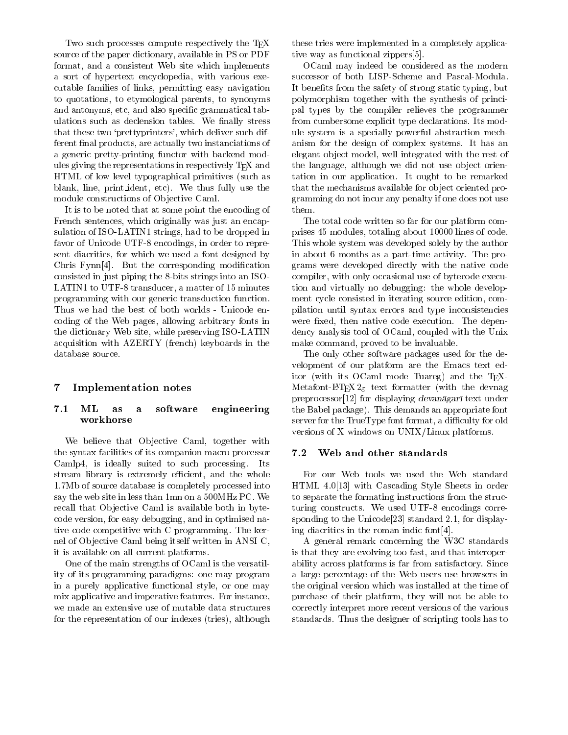Two such processes compute respectively the TEX source of the paper dictionary, available in PS or PDF format, and a consistent Web site which implements a sort of hypertext encyclopedia, with various executable families of links, permitting easy navigation to quotations, to etymological parents, to synonyms and antonyms, etc, and also specific grammatical tabulations such as declension tables. We finally stress that these two 'prettyprinters', which deliver such different final products, are actually two instanciations of a generic pretty-printing functor with backend modules giving the representations in respectively TEX and HTML of low level typographical primitives (such as blank, line, print_ident, etc). We thus fully use the module constructions of Objective Caml.

It is to be noted that at some point the encoding of French sentences, which originally was just an encapsulation of ISO-LATIN1 strings, had to be dropped in favor of Unicode UTF-8 encodings, in order to represent diacritics, for which we used a font designed by Chris Fynn[4]. But the corresponding modification consisted in just piping the 8-bits strings into an ISO-LATIN1 to UTF-8 transducer, a matter of 15 minutes programming with our generic transduction function. Thus we had the best of both worlds - Unicode encoding of the Web pages, allowing arbitrary fonts in the dictionary Web site, while preserving ISO-LATIN acquisition with AZERTY (french) keyboards in the database source.

## 7 Implementation notes

### 7.1 ML as a software engineering workhorse

We believe that Objective Caml, together with the syntax facilities of its companion macro-processor Camlp4, is ideally suited to such processing. Its stream library is extremely efficient, and the whole 1.7Mb of source database is completely processed into say the web site in less than 1mn on a 500MHz PC. We recall that Objective Caml is available both in bytecode version, for easy debugging, and in optimised native code competitive with C programming. The kernel of Objective Caml being itself written in ANSI C, it is available on all current platforms.

One of the main strengths of OCaml is the versatility of its programming paradigms: one may program in a purely applicative functional style, or one may mix applicative and imperative features. For instance, we made an extensive use of mutable data structures for the representation of our indexes (tries), although these tries were implemented in a completely applicative way as functional zippers[5].

OCaml may indeed be considered as the modern successor of both LISP-Scheme and Pascal-Modula. It benefits from the safety of strong static typing, but polymorphism together with the synthesis of principal types by the compiler relieves the programmer from cumbersome explicit type declarations. Its module system is a specially powerful abstraction mechanism for the design of complex systems. It has an elegant object model, well integrated with the rest of the language, although we did not use object orientation in our application. It ought to be remarked that the mechanisms available for object oriented programming do not incur any penalty if one does not use them.

The total code written so far for our platform comprises 45 modules, totaling about 10000 lines of code. This whole system was developed solely by the author in about 6 months as a part-time activity. The programs were developed directly with the native code compiler, with only occasional use of bytecode execution and virtually no debugging: the whole development cycle consisted in iterating source edition, compilation until syntax errors and type inconsistencies were fixed, then native code execution. The dependency analysis tool of OCaml, coupled with the Unix make command, proved to be invaluable.

The only other software packages used for the development of our platform are the Emacs text editor (with its OCaml mode Tuareg) and the TEX-Metafont-LATEX $2_\varepsilon$ text formatter (with the devnag preprocessor[12] for displaying *devanāgarī* text under the Babel package). This demands an appropriate font server for the TrueType font format, a difficulty for old versions of X windows on UNIX/Linux platforms.

### 7.2 Web and other standards

For our Web tools we used the Web standard HTML 4.0[13] with Cascading Style Sheets in order to separate the formating instructions from the structuring constructs. We used UTF-8 encodings corresponding to the Unicode[23] standard 2.1, for displaying diacritics in the roman indic font[4].

A general remark concerning the W3C standards is that they are evolving too fast, and that interoperability across platforms is far from satisfactory. Since a large percentage of the Web users use browsers in the original version which was installed at the time of purchase of their platform, they will not be able to correctly interpret more recent versions of the various standards. Thus the designer of scripting tools has to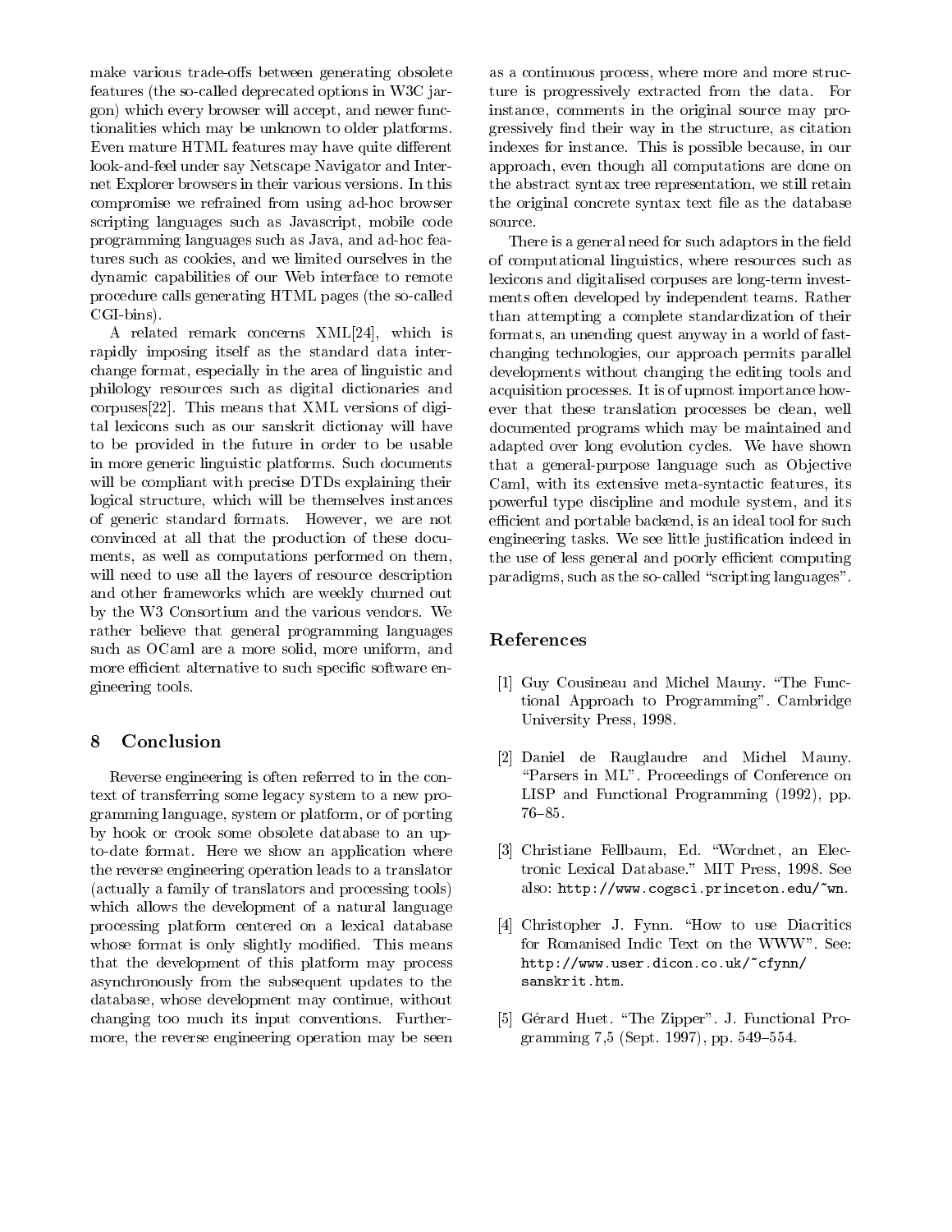make various trade-offs between generating obsolete features (the so-called deprecated options in W3C jargon) which every browser will accept, and newer functionalities which may be unknown to older platforms. Even mature HTML features may have quite different look-and-feel under say Netscape Navigator and Internet Explorer browsers in their various versions. In this compromise we refrained from using ad-hoc browser scripting languages such as Javascript, mobile code programming languages such as Java, and ad-hoc features such as cookies, and we limited ourselves in the dynamic capabilities of our Web interface to remote procedure calls generating HTML pages (the so-called CGI-bins).

A related remark concerns XML[24], which is rapidly imposing itself as the standard data interchange format, especially in the area of linguistic and philology resources such as digital dictionaries and corpuses[22]. This means that XML versions of digital lexicons such as our sanskrit dictionay will have to be provided in the future in order to be usable in more generic linguistic platforms. Such documents will be compliant with precise DTDs explaining their logical structure, which will be themselves instances of generic standard formats. However, we are not convinced at all that the production of these documents, as well as computations performed on them, will need to use all the layers of resource description and other frameworks which are weekly churned out by the W3 Consortium and the various vendors. We rather believe that general programming languages such as OCaml are a more solid, more uniform, and more efficient alternative to such specific software engineering tools.

## 8 Conclusion

Reverse engineering is often referred to in the context of transferring some legacy system to a new programming language, system or platform, or of porting by hook or crook some obsolete database to an up-to-date format. Here we show an application where the reverse engineering operation leads to a translator (actually a family of translators and processing tools) which allows the development of a natural language processing platform centered on a lexical database whose format is only slightly modified. This means that the development of this platform may process asynchronously from the subsequent updates to the database, whose development may continue, without changing too much its input conventions. Furthermore, the reverse engineering operation may be seen as a continuous process, where more and more structure is progressively extracted from the data. For instance, comments in the original source may progressively find their way in the structure, as citation indexes for instance. This is possible because, in our approach, even though all computations are done on the abstract syntax tree representation, we still retain the original concrete syntax text file as the database source.

There is a general need for such adaptors in the field of computational linguistics, where resources such as lexicons and digitalised corpuses are long-term investments often developed by independent teams. Rather than attempting a complete standardization of their formats, an unending quest anyway in a world of fast-changing technologies, our approach permits parallel developments without changing the editing tools and acquisition processes. It is of upmost importance however that these translation processes be clean, well documented programs which may be maintained and adapted over long evolution cycles. We have shown that a general-purpose language such as Objective Caml, with its extensive meta-syntactic features, its powerful type discipline and module system, and its efficient and portable backend, is an ideal tool for such engineering tasks. We see little justification indeed in the use of less general and poorly efficient computing paradigms, such as the so-called "scripting languages".

## References

[1] Guy Cousineau and Michel Mauny. "The Functional Approach to Programming". Cambridge University Press, 1998.

[2] Daniel de Rauglaudre and Michel Mauny. "Parsers in ML". Proceedings of Conference on LISP and Functional Programming (1992), pp. 76–85.

[3] Christiane Fellbaum, Ed. "Wordnet, an Electronic Lexical Database." MIT Press, 1998. See also: http://www.cogsci.princeton.edu/~wn.

[4] Christopher J. Fynn. "How to use Diacritics for Romanised Indic Text on the WWW". See: http://www.user.dicon.co.uk/~cfynn/sanskrit.htm.

[5] Gérard Huet. "The Zipper". J. Functional Programming 7,5 (Sept. 1997), pp. 549–554.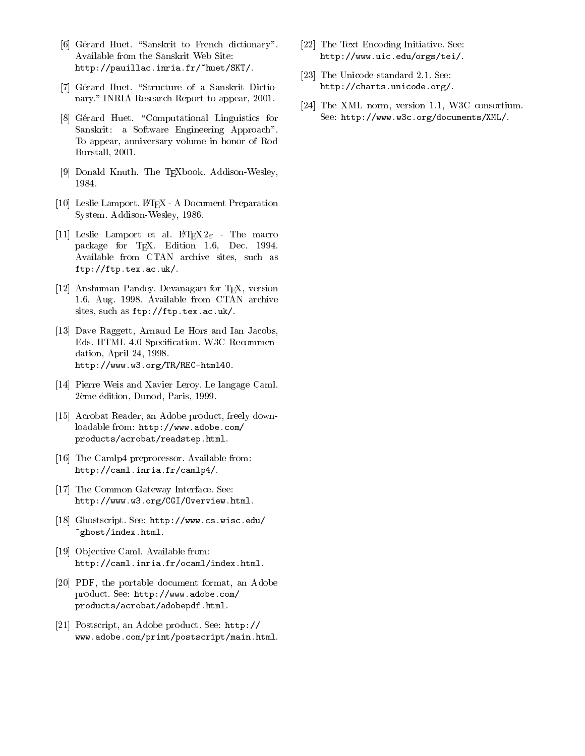[6] Gérard Huet. "Sanskrit to French dictionary". Available from the Sanskrit Web Site: http://pauillac.inria.fr/~huet/SKT/.

[7] Gérard Huet. "Structure of a Sanskrit Dictionary." INRIA Research Report to appear, 2001.

[8] Gérard Huet. "Computational Linguistics for Sanskrit: a Software Engineering Approach". To appear, anniversary volume in honor of Rod Burstall, 2001.

[9] Donald Knuth. The TEXbook. Addison-Wesley, 1984.

[10] Leslie Lamport. LATEX - A Document Preparation System. Addison-Wesley, 1986.

[11] Leslie Lamport et al. LATEX $2_\varepsilon$ - The macro package for TEX. Edition 1.6, Dec. 1994. Available from CTAN archive sites, such as ftp://ftp.tex.ac.uk/.

[12] Anshuman Pandey. Devanāgarī for TEX, version 1.6, Aug. 1998. Available from CTAN archive sites, such as ftp://ftp.tex.ac.uk/.

[13] Dave Raggett, Arnaud Le Hors and Ian Jacobs, Eds. HTML 4.0 Specification. W3C Recommendation, April 24, 1998. http://www.w3.org/TR/REC-html40.

[14] Pierre Weis and Xavier Leroy. Le langage Caml. 2ème édition, Dunod, Paris, 1999.

[15] Acrobat Reader, an Adobe product, freely downloadable from: http://www.adobe.com/products/acrobat/readstep.html.

[16] The Camlp4 preprocessor. Available from: http://caml.inria.fr/camlp4/.

[17] The Common Gateway Interface. See: http://www.w3.org/CGI/Overview.html.

[18] Ghostscript. See: http://www.cs.wisc.edu/~ghost/index.html.

[19] Objective Caml. Available from: http://caml.inria.fr/ocaml/index.html.

[20] PDF, the portable document format, an Adobe product. See: http://www.adobe.com/products/acrobat/adobepdf.html.

[21] Postscript, an Adobe product. See: http://www.adobe.com/print/postscript/main.html.

[22] The Text Encoding Initiative. See: http://www.uic.edu/orgs/tei/.

[23] The Unicode standard 2.1. See: http://charts.unicode.org/.

[24] The XML norm, version 1.1, W3C consortium. See: http://www.w3c.org/documents/XML/.